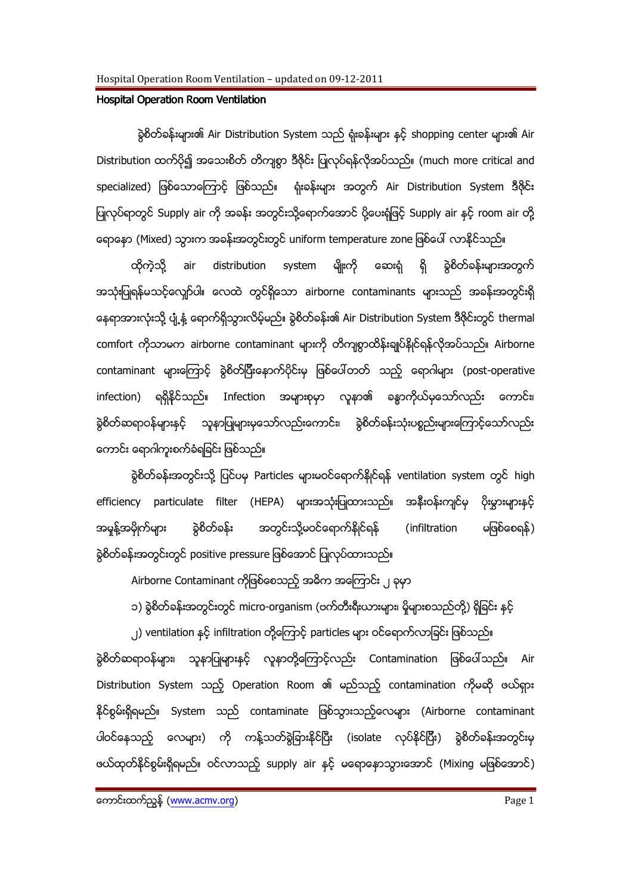## Hospital Operation Room Ventilation

ခွဲစိတ်ခန်းများ၏ Air Distribution System သည် ရုံးခန်းများ နှင့် shopping center များ၏ Air Distribution ထက်ပို၍ အသေးစိတ် တိကျစွာ ဒီဇိုင်း ပြုလုပ်ရန်လိုအပ်သည်။ (much more critical and specialized) ဖြစ်သောကြောင့် ဖြစ်သည်။ ရုံးခန်းများ အတွက် Air Distribution System ဒီဇိုင်း ပြုလုပ်ရာတွင် Supply air ကို အခန်း အတွင်းသို့ရောက်အောင် ပို့ပေးရုံဖြင့် Supply air နှင့် room air တို့ ရောနှော (Mixed) သွားက အခန်းအတွင်းတွင် uniform temperature zone ဖြစ်ပေါ် လာနိုင်သည်။

ထိုကဲ့သို့ air distribution system မျိုးကို ဆေးရုံ ရှိ ခွဲစိတ်ခန်းများအတွက် အသုံးပြုရန်မသင့်လျော်ပါ။ လေထဲ တွင်ရှိသော airborne contaminants များသည် အခန်းအတွင်းရှိ နေရာအားလုံးသို့ ပျံ့နှံ့ ရောက်ရှိသွားလိမ့်မည်။ ခွဲစိတ်ခန်း၏ Air Distribution System ဒီဇိုင်းတွင် thermal comfort ကိုသာမက airborne contaminant များကို တိကျစွာထိန်းချုပ်နိုင်ရန်လိုအပ်သည်။ Airborne contaminant များကြောင့် ခွဲစိတ်ပြီးနောက်ပိုင်းမှ ဖြစ်ပေါ်တတ် သည့် ရောဂါများ (post-operative infection) ရရှိနိုင်သည်။ Infection အများစုမှာ လူနာ၏ ခန္ဓာကိုယ်မှသော်လည်း ကောင်း၊ ခွဲစိတ်ဆရာဝန်များနှင့် သူနာပြုများမှသော်လည်းကောင်း၊ ခွဲစိတ်ခန်းသုံးပစ္စည်းများကြောင့်သော်လည်း ကောင်း ရောဂါကူးစက်ခံရခြင်း ဖြစ်သည်။

ခွဲစိတ်ခန်းအတွင်းသို့ ပြင်ပမှ Particles များမဝင်ရောက်နိုင်ရန် ventilation system တွင် high efficiency particulate filter (HEPA) များအသုံးပြုထားသည်။ အနီးဝန်းကျင်မှ ပိုးမွှားများနှင့် အမှုန့်အမှိုက်များ ခွဲစိတ်ခန်း အတွင်းသို့မဝင်ရောက်နိုင်ရန် (infiltration မဖြစ်စေရန်) ခွဲစိတ်ခန်းအတွင်းတွင် positive pressure ဖြစ်အောင် ပြုလုပ်ထားသည်။

Airborne Contaminant ကိုဖြစ်စေသည့် အဓိက အကြောင်း ၂ ခုမှာ

၁) ခွဲစိတ်ခန်းအတွင်းတွင် micro-organism (ဗက်တီးရီးယားများ၊ မှိုများစသည်တို့) ရှိခြင်း နှင့်

၂) ventilation နှင့် infiltration တို့ကြောင့် particles များ ဝင်ရောက်လာခြင်း ဖြစ်သည်။

ခွဲစိတ်ဆရာဝန်များ၊ သူနာပြုများနှင့် လူနာတို့ကြောင့်လည်း Contamination ဖြစ်ပေါ်သည်။ Air Distribution System သည့် Operation Room ၏ မည်သည့် contamination ကိုမဆို ဖယ်ရှား နိုင်စွမ်းရှိရမည်။ System သည် contaminate ဖြစ်သွားသည့်လေများ (Airborne contaminant ပါဝင်နေသည့် လေများ) ကို ကန့်သတ်ခွဲခြားနိုင်ပြီး (isolate လုပ်နိုင်ပြီး) ခွဲစိတ်ခန်းအတွင်းမှ ဖယ်ထုတ်နိုင်စွမ်းရှိရမည်။ ဝင်လာသည့် supply air နှင့် မရောနှောသွားအောင် (Mixing မဖြစ်အောင်)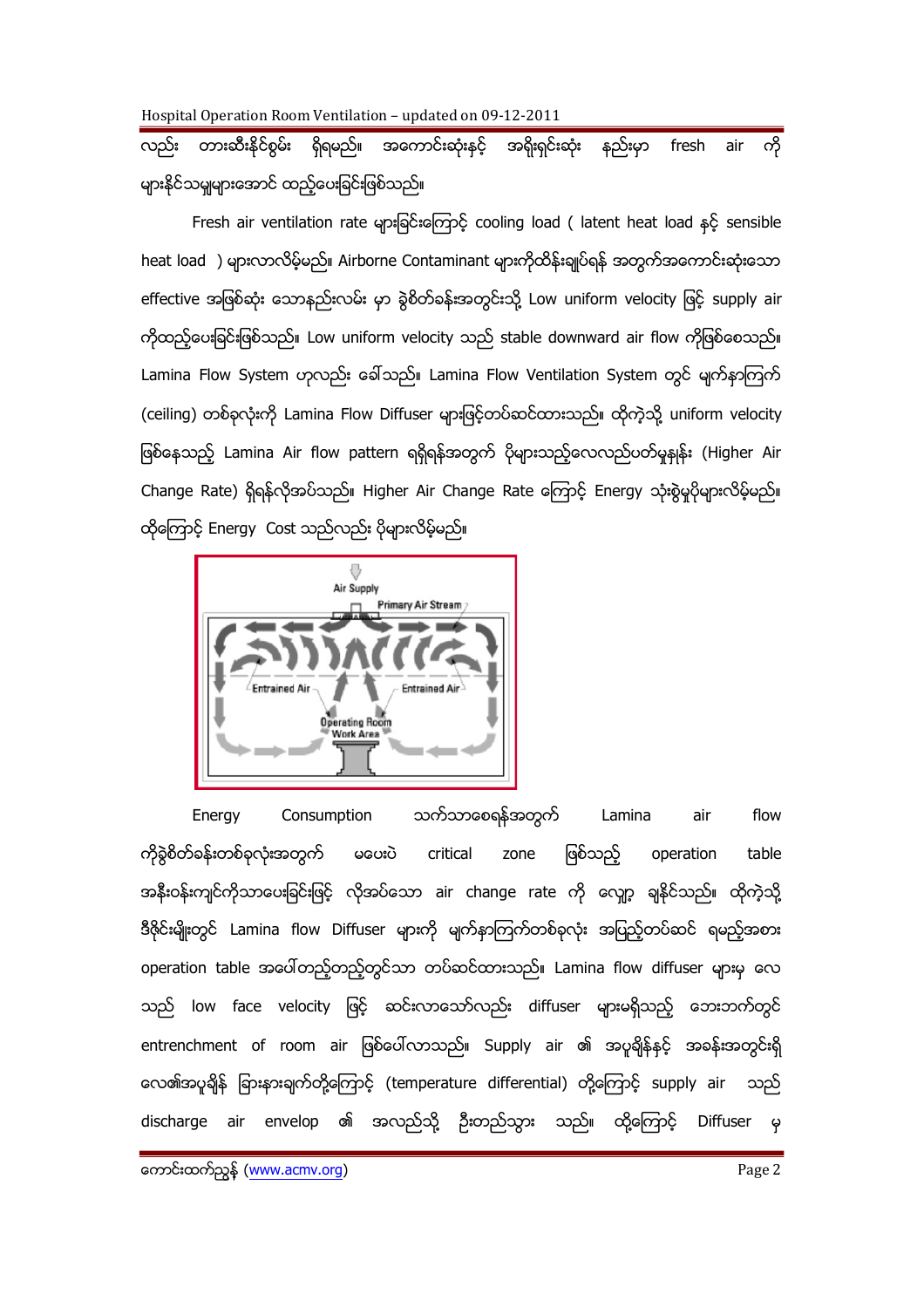လည်း တားဆီးနိုင်စွမ်း ရှိရမည်။ အကောင်းဆုံးနှင့် အရိုးရှင်းဆုံး နည်းမှာ fresh air ကို များနိုင်သမျှများအောင် ထည့်ပေးခြင်းဖြစ်သည်။

Fresh air ventilation rate များခြင်းကြောင့် cooling load ( latent heat load နှင့် sensible heat load ) များလာလိမ့်မည်။ Airborne Contaminant များကိုထိန်းချုပ်ရန် အတွက်အကောင်းဆုံးသော effective အဖြစ်ဆုံး သောနည်းလမ်း မှာ ခွဲစိတ်ခန်းအတွင်းသို့ Low uniform velocity ဖြင့် supply air ကိုထည့်ပေးခြင်းဖြစ်သည်။ Low uniform velocity သည် stable downward air flow ကိုဖြစ်စေသည်။ Lamina Flow System ဟုလည်း ခေါ်သည်။ Lamina Flow Ventilation System တွင် မျက်နှာကြက် (ceiling) တစ်ခုလုံးကို Lamina Flow Diffuser များဖြင့်တပ်ဆင်ထားသည်။ ထိုကဲ့သို့ uniform velocity ဖြစ်နေသည့် Lamina Air flow pattern ရရှိရန်အတွက် ပိုများသည့်လေလည်ပတ်မှုနှုန်း (Higher Air Change Rate) ရှိရန်လိုအပ်သည်။ Higher Air Change Rate ကြောင့် Energy သုံးစွဲမှုပိုများလိမ့်မည်။ ထို့ကြောင့် Energy Cost သည်လည်း ပိုများလိမ့်မည်။

Air Supply
Primary Air Stream
Entrained Air
Entrained Air
Operating Room
Work Area

Energy Consumption သက်သာစေရန်အတွက် Lamina air flow ကိုခွဲစိတ်ခန်းတစ်ခုလုံးအတွက် မပေးပဲ critical zone ဖြစ်သည့် operation table အနီးဝန်းကျင်ကိုသာပေးခြင်းဖြင့် လိုအပ်သော air change rate ကို လျှော့ ချနိုင်သည်။ ထိုကဲ့သို့ ဒီဇိုင်းမျိုးတွင် Lamina flow Diffuser များကို မျက်နှာကြက်တစ်ခုလုံး အပြည့်တပ်ဆင် ရမည့်အစား operation table အပေါ်တည့်တည့်တွင်သာ တပ်ဆင်ထားသည်။ Lamina flow diffuser များမှ လေ သည် low face velocity ဖြင့် ဆင်းလာသော်လည်း diffuser များမရှိသည့် ဘေးဘက်တွင် entrenchment of room air ဖြစ်ပေါ်လာသည်။ Supply air ၏ အပူချိန်နှင့် အခန်းအတွင်းရှိ လေ၏အပူချိန် ခြားနားချက်တို့ကြောင့် (temperature differential) တို့ကြောင့် supply air သည် discharge air envelop ၏ အလည်သို့ ဦးတည်သွား သည်။ ထို့ကြောင့် Diffuser မှ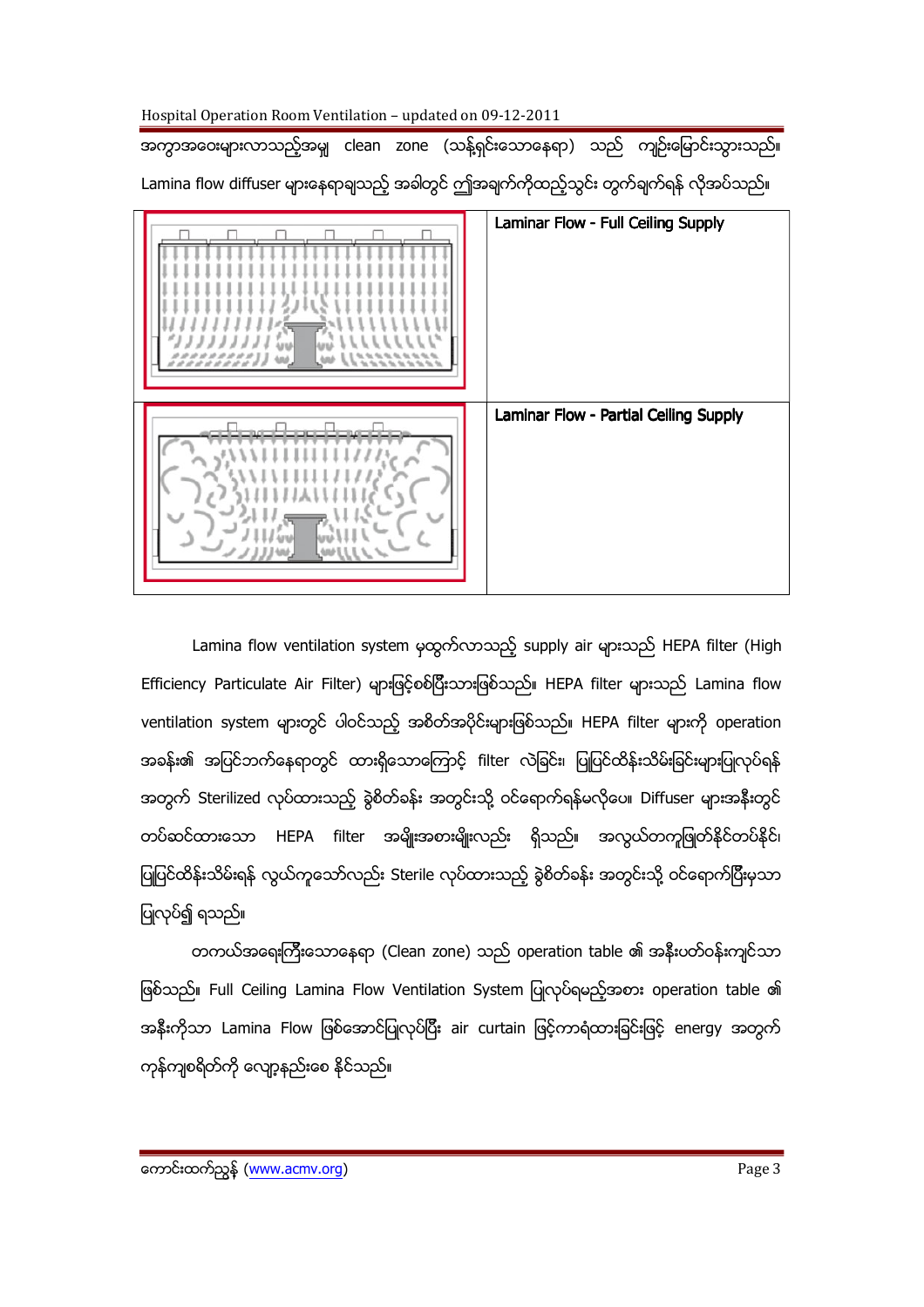အကွာအဝေးများလာသည့်အမျှ clean zone (သန့်ရှင်းသောနေရာ) သည် ကျဉ်းမြောင်းသွားသည်။ Lamina flow diffuser များနေရာချသည့် အခါတွင် ဤအချက်ကိုထည့်သွင်း တွက်ချက်ရန် လိုအပ်သည်။

| | |
|---|---|
| | Laminar Flow - Full Ceiling Supply |
| | Laminar Flow - Partial Ceiling Supply |

Lamina flow ventilation system မှထွက်လာသည့် supply air များသည် HEPA filter (High Efficiency Particulate Air Filter) များဖြင့်စစ်ပြီးသားဖြစ်သည်။ HEPA filter များသည် Lamina flow ventilation system များတွင် ပါဝင်သည့် အစိတ်အပိုင်းများဖြစ်သည်။ HEPA filter များကို operation အခန်း၏ အပြင်ဘက်နေရာတွင် ထားရှိသောကြောင့် filter လဲခြင်း၊ ပြုပြင်ထိန်းသိမ်းခြင်းများပြုလုပ်ရန် အတွက် Sterilized လုပ်ထားသည့် ခွဲစိတ်ခန်း အတွင်းသို့ ဝင်ရောက်ရန်မလိုပေ။ Diffuser များအနီးတွင် တပ်ဆင်ထားသော HEPA filter အမျိုးအစားမျိုးလည်း ရှိသည်။ အလွယ်တကူဖြုတ်နိုင်တပ်နိုင်၊ ပြုပြင်ထိန်းသိမ်းရန် လွယ်ကူသော်လည်း Sterile လုပ်ထားသည့် ခွဲစိတ်ခန်း အတွင်းသို့ ဝင်ရောက်ပြီးမှသာ ပြုလုပ်၍ ရသည်။

တကယ်အရေးကြီးသောနေရာ (Clean zone) သည် operation table ၏ အနီးပတ်ဝန်းကျင်သာ ဖြစ်သည်။ Full Ceiling Lamina Flow Ventilation System ပြုလုပ်ရမည့်အစား operation table ၏ အနီးကိုသာ Lamina Flow ဖြစ်အောင်ပြုလုပ်ပြီး air curtain ဖြင့်ကာရံထားခြင်းဖြင့် energy အတွက် ကုန်ကျစရိတ်ကို လျော့နည်းစေ နိုင်သည်။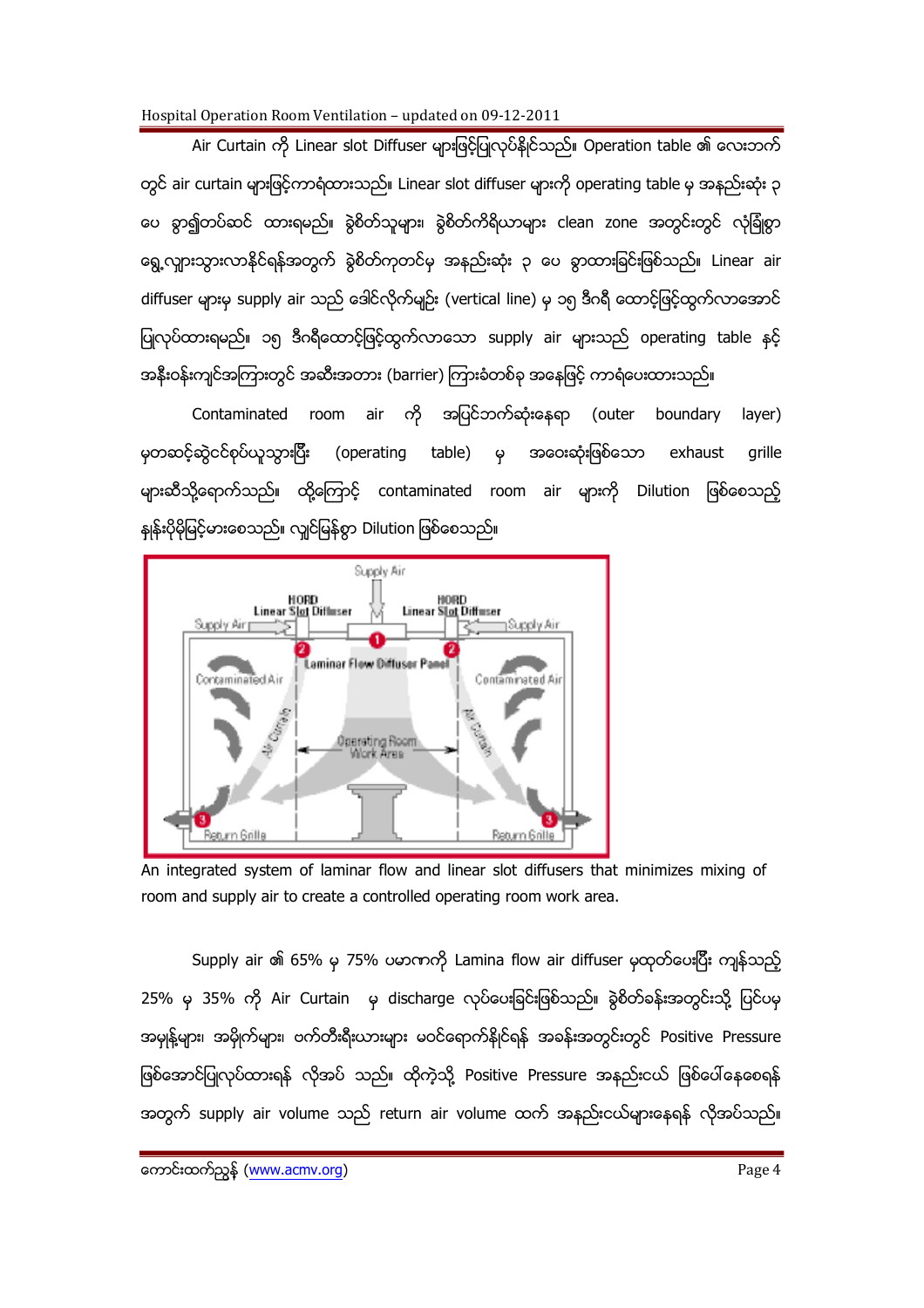Air Curtain ကို Linear slot Diffuser များဖြင့်ပြုလုပ်နိုင်သည်။ Operation table ၏ လေးဘက်တွင် air curtain များဖြင့်ကာရံထားသည်။ Linear slot diffuser များကို operating table မှ အနည်းဆုံး ၃ ပေ ခွာ၍တပ်ဆင် ထားရမည်။ ခွဲစိတ်သူများ၊ ခွဲစိတ်ကိရိယာများ clean zone အတွင်းတွင် လုံခြုံစွာ ရွေ့လျားသွားလာနိုင်ရန်အတွက် ခွဲစိတ်ကုတင်မှ အနည်းဆုံး ၃ ပေ ခွာထားခြင်းဖြစ်သည်။ Linear air diffuser များမှ supply air သည် ဒေါင်လိုက်မျဉ်း (vertical line) မှ ၁၅ ဒီဂရီ ထောင့်ဖြင့်ထွက်လာအောင် ပြုလုပ်ထားရမည်။ ၁၅ ဒီဂရီထောင့်ဖြင့်ထွက်လာသော supply air များသည် operating table နှင့် အနီးဝန်းကျင်အကြားတွင် အဆီးအတား (barrier) ကြားခံတစ်ခု အနေဖြင့် ကာရံပေးထားသည်။

Contaminated room air ကို အပြင်ဘက်ဆုံးနေရာ (outer boundary layer) မှတဆင့်ဆွဲငင်စုပ်ယူသွားပြီး (operating table) မှ အဝေးဆုံးဖြစ်သော exhaust grille များဆီသို့ရောက်သည်။ ထို့ကြောင့် contaminated room air များကို Dilution ဖြစ်စေသည့်နှုန်းပိုမိုမြင့်မားစေသည်။ လျှင်မြန်စွာ Dilution ဖြစ်စေသည်။

An integrated system of laminar flow and linear slot diffusers that minimizes mixing of room and supply air to create a controlled operating room work area.

Supply air ၏ 65% မှ 75% ပမာဏကို Lamina flow air diffuser မှထုတ်ပေးပြီး ကျန်သည့် 25% မှ 35% ကို Air Curtain မှ discharge လုပ်ပေးခြင်းဖြစ်သည်။ ခွဲစိတ်ခန်းအတွင်းသို့ ပြင်ပမှ အမှုန့်များ၊ အမှိုက်များ၊ ဇက်တီးရီးယားများ မဝင်ရောက်နိုင်ရန် အခန်းအတွင်းတွင် Positive Pressure ဖြစ်အောင်ပြုလုပ်ထားရန် လိုအပ် သည်။ ထိုကဲ့သို့ Positive Pressure အနည်းငယ် ဖြစ်ပေါ်နေစေရန် အတွက် supply air volume သည် return air volume ထက် အနည်းငယ်များနေရန် လိုအပ်သည်။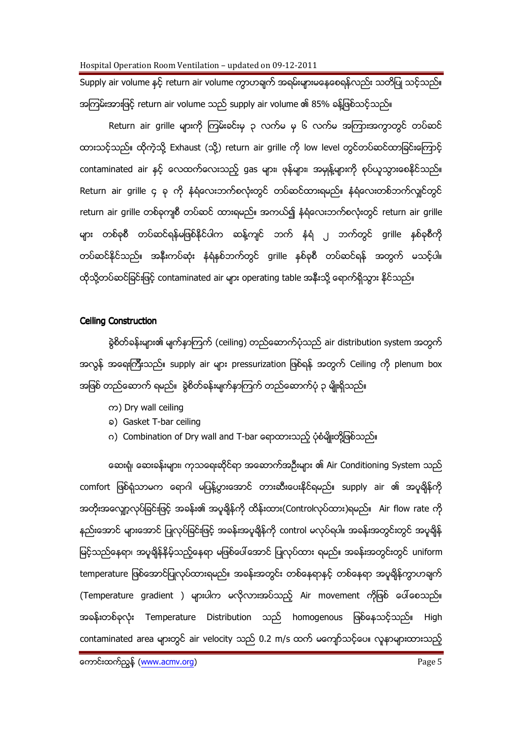Supply air volume နှင့် return air volume ကွာဟချက် အရမ်းများမနေစေရန်လည်း သတိပြု သင့်သည်။ အကြမ်းအားဖြင့် return air volume သည် supply air volume ၏ 85% ခန့်ဖြစ်သင့်သည်။

Return air grille များကို ကြမ်းခင်းမှ ၃ လက်မ မှ ၆ လက်မ အကြားအကွာတွင် တပ်ဆင်ထားသင့်သည်။ ထိုကဲ့သို့ Exhaust (သို့) return air grille ကို low level တွင်တပ်ဆင်ထားခြင်းကြောင့် contaminated air နှင့် လေထက်လေးသည့် gas များ၊ ဖုန်များ၊ အမှုန့်များကို စုပ်ယူသွားစေနိုင်သည်။ Return air grille ၄ ခု ကို နံရံလေးဘက်စလုံးတွင် တပ်ဆင်ထားရမည်။ နံရံလေးတစ်ဘက်လျှင်တွင် return air grille တစ်ခုကျစီ တပ်ဆင် ထားရမည်။ အကယ်၍ နံရံလေးဘက်စလုံးတွင် return air grille များ တစ်ခုစီ တပ်ဆင်ရန်မဖြစ်နိုင်ပါက ဆန့်ကျင် ဘက် နံရံ ၂ ဘက်တွင် grille နှစ်ခုစီကို တပ်ဆင်နိုင်သည်။ အနီးကပ်ဆုံး နံရံနှစ်ဘက်တွင် grille နှစ်ခုစီ တပ်ဆင်ရန် အတွက် မသင့်ပါ။ ထိုသို့တပ်ဆင်ခြင်းဖြင့် contaminated air များ operating table အနီးသို့ ရောက်ရှိသွား နိုင်သည်။

## Ceiling Construction

ခွဲစိတ်ခန်းများ၏ မျက်နှာကြက် (ceiling) တည်ဆောက်ပုံသည် air distribution system အတွက် အလွန် အရေးကြီးသည်။ supply air များ pressurization ဖြစ်ရန် အတွက် Ceiling ကို plenum box အဖြစ် တည်ဆောက် ရမည်။ ခွဲစိတ်ခန်းမျက်နှာကြက် တည်ဆောက်ပုံ ၃ မျိုးရှိသည်။

က) Dry wall ceiling

ခ) Gasket T-bar ceiling

ဂ) Combination of Dry wall and T-bar ရောထားသည့် ပုံစံမျိုးတို့ဖြစ်သည်။

ဆေးရုံ၊ ဆေးခန်းများ၊ ကုသရေးဆိုင်ရာ အဆောက်အဦးများ ၏ Air Conditioning System သည် comfort ဖြစ်ရုံသာမက ရောဂါ မပြန့်ပွားအောင် တားဆီးပေးနိုင်ရမည်။ supply air ၏ အပူချိန်ကို အတိုးအလျှော့လုပ်ခြင်းဖြင့် အခန်း၏ အပူချိန်ကို ထိန်းထား(Controlလုပ်ထား)ရမည်။ Air flow rate ကို နည်းအောင် များအောင် ပြုလုပ်ခြင်းဖြင့် အခန်းအပူချိန်ကို control မလုပ်ရပါ။ အခန်းအတွင်းတွင် အပူချိန် မြင့်သည့်နေရာ၊ အပူချိန်နိမ့်သည့်နေရာ မဖြစ်ပေါ်အောင် ပြုလုပ်ထား ရမည်။ အခန်းအတွင်းတွင် uniform temperature ဖြစ်အောင်ပြုလုပ်ထားရမည်။ အခန်းအတွင်း တစ်နေရာနှင့် တစ်နေရာ အပူချိန်ကွာဟချက် (Temperature gradient ) များပါက မလိုလားအပ်သည့် Air movement ကိုဖြစ် ပေါ်စေသည်။ အခန်းတစ်ခုလုံး Temperature Distribution သည် homogenous ဖြစ်နေသင့်သည်။ High contaminated area များတွင် air velocity သည် 0.2 m/s ထက် မကျော်သင့်ပေ။ လူနာများထားသည့်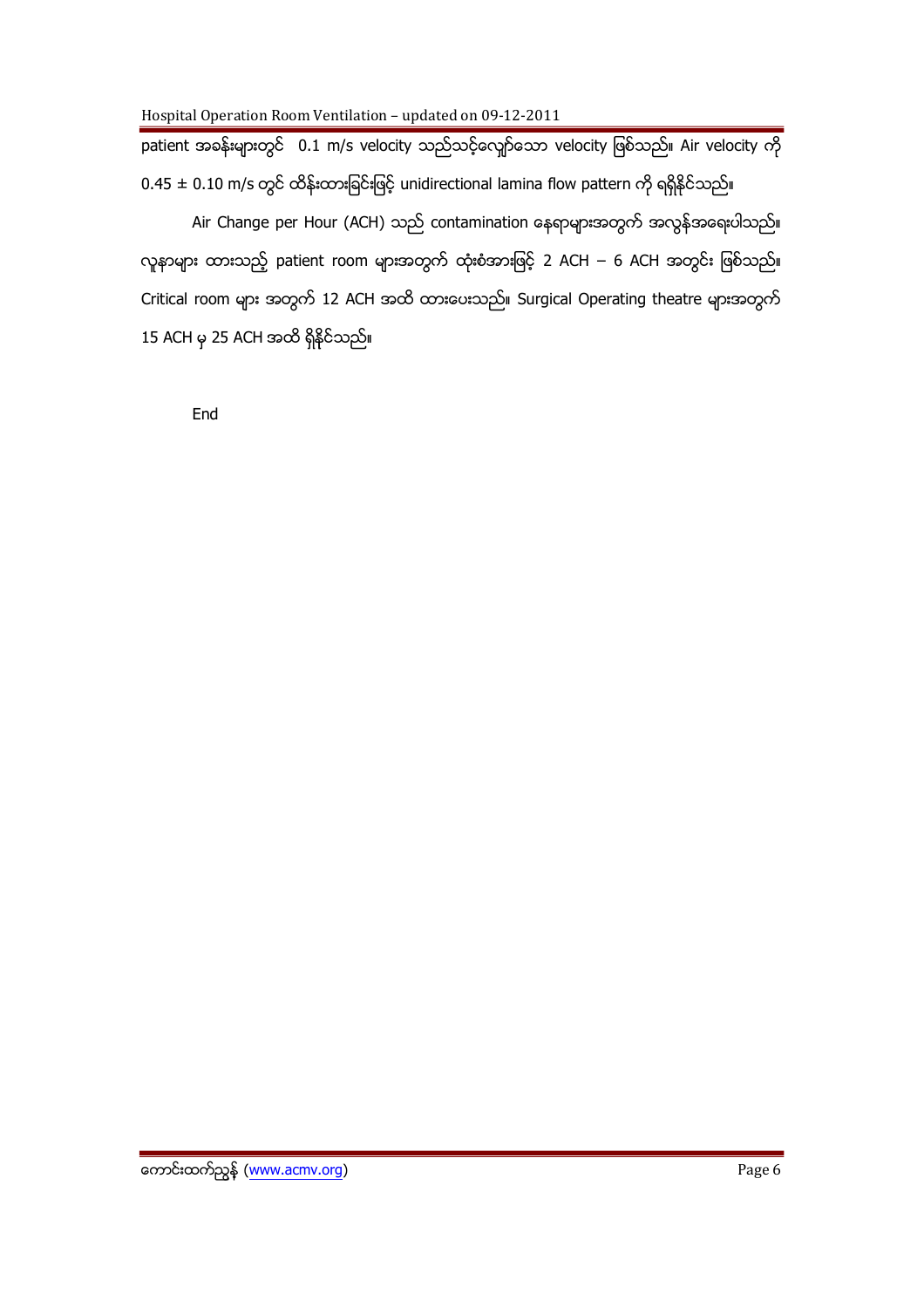patient အခန်းများတွင် 0.1 m/s velocity သည်သင့်လျော်သော velocity ဖြစ်သည်။ Air velocity ကို 0.45 ± 0.10 m/s တွင် ထိန်းထားခြင်းဖြင့် unidirectional lamina flow pattern ကို ရရှိနိုင်သည်။

Air Change per Hour (ACH) သည် contamination နေရာများအတွက် အလွန်အရေးပါသည်။ လူနာများ ထားသည့် patient room များအတွက် ထုံးစံအားဖြင့် 2 ACH – 6 ACH အတွင်း ဖြစ်သည်။ Critical room များ အတွက် 12 ACH အထိ ထားပေးသည်။ Surgical Operating theatre များအတွက် 15 ACH မှ 25 ACH အထိ ရှိနိုင်သည်။

End